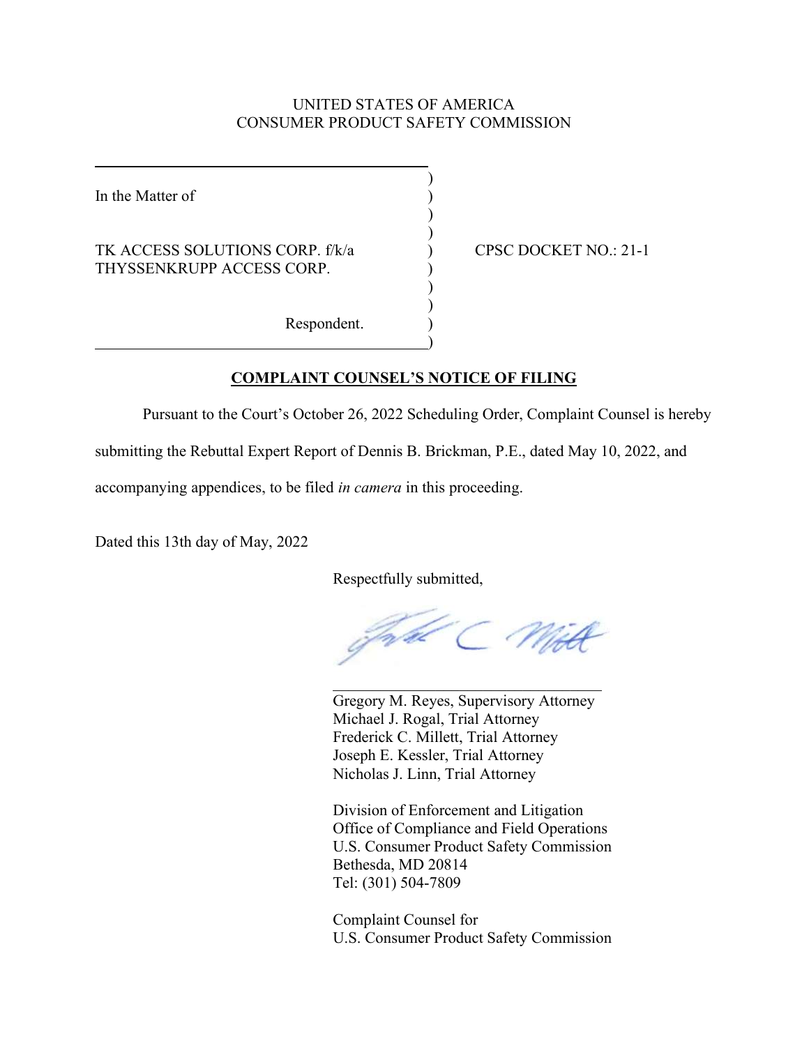UNITED STATES OF AMERICA
CONSUMER PRODUCT SAFETY COMMISSION

| | |
|---|---|
| In the Matter of<br><br>TK ACCESS SOLUTIONS CORP. f/k/a THYSSENKRUPP ACCESS CORP.<br><br>Respondent. | CPSC DOCKET NO.: 21-1 |

**COMPLAINT COUNSEL'S NOTICE OF FILING**

Pursuant to the Court's October 26, 2022 Scheduling Order, Complaint Counsel is hereby submitting the Rebuttal Expert Report of Dennis B. Brickman, P.E., dated May 10, 2022, and accompanying appendices, to be filed *in camera* in this proceeding.

Dated this 13th day of May, 2022

Respectfully submitted,

Gregory M. Reyes, Supervisory Attorney
Michael J. Rogal, Trial Attorney
Frederick C. Millett, Trial Attorney
Joseph E. Kessler, Trial Attorney
Nicholas J. Linn, Trial Attorney

Division of Enforcement and Litigation
Office of Compliance and Field Operations
U.S. Consumer Product Safety Commission
Bethesda, MD 20814
Tel: (301) 504-7809

Complaint Counsel for
U.S. Consumer Product Safety Commission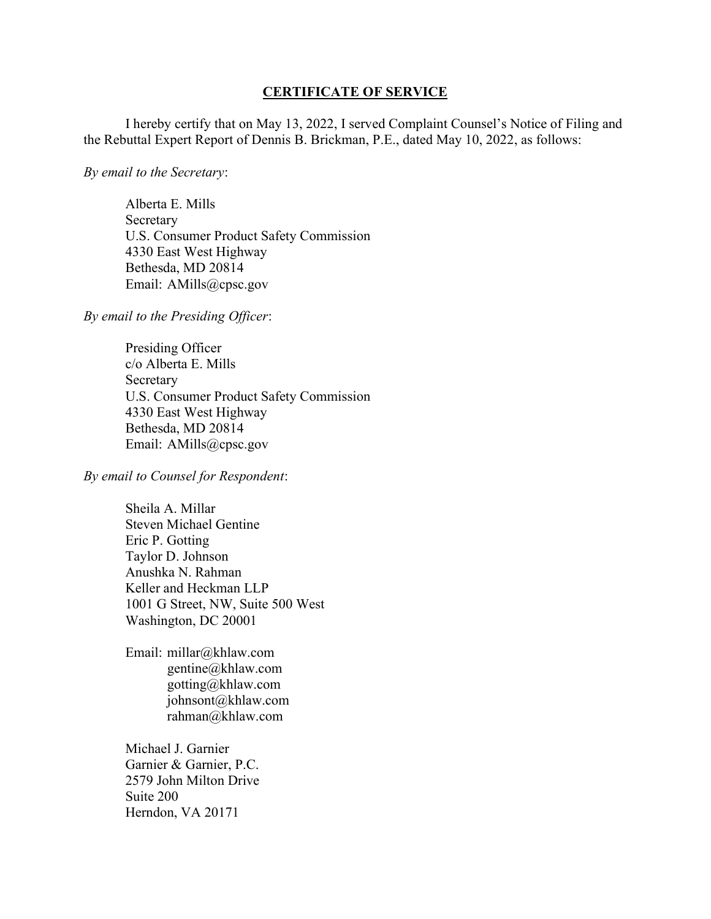## CERTIFICATE OF SERVICE

I hereby certify that on May 13, 2022, I served Complaint Counsel's Notice of Filing and the Rebuttal Expert Report of Dennis B. Brickman, P.E., dated May 10, 2022, as follows:

*By email to the Secretary*:

Alberta E. Mills
Secretary
U.S. Consumer Product Safety Commission
4330 East West Highway
Bethesda, MD 20814
Email: AMills@cpsc.gov

*By email to the Presiding Officer*:

Presiding Officer
c/o Alberta E. Mills
Secretary
U.S. Consumer Product Safety Commission
4330 East West Highway
Bethesda, MD 20814
Email: AMills@cpsc.gov

*By email to Counsel for Respondent*:

Sheila A. Millar
Steven Michael Gentine
Eric P. Gotting
Taylor D. Johnson
Anushka N. Rahman
Keller and Heckman LLP
1001 G Street, NW, Suite 500 West
Washington, DC 20001

Email: millar@khlaw.com
gentine@khlaw.com
gotting@khlaw.com
johnsont@khlaw.com
rahman@khlaw.com

Michael J. Garnier
Garnier & Garnier, P.C.
2579 John Milton Drive
Suite 200
Herndon, VA 20171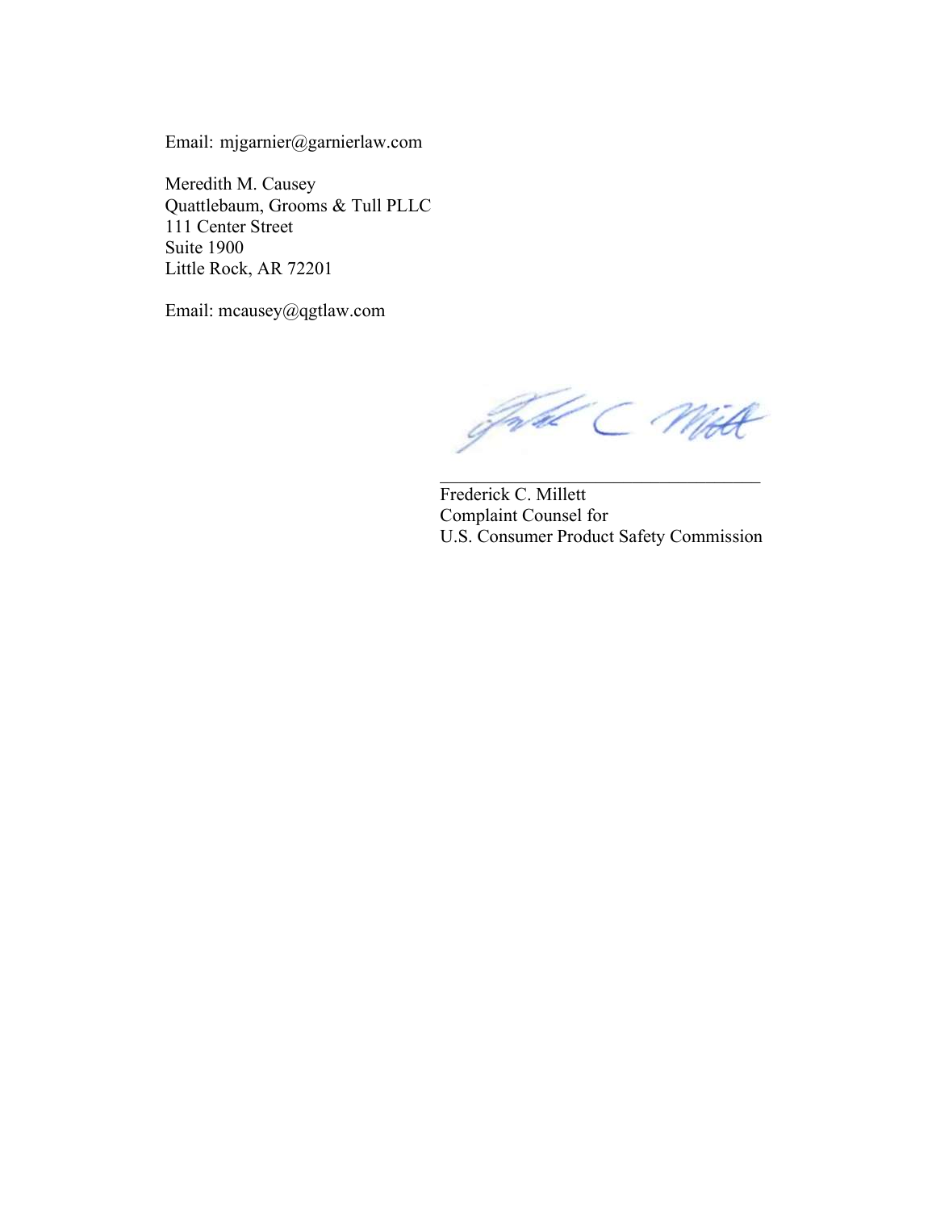Email: mjgarnier@garnierlaw.com

Meredith M. Causey
Quattlebaum, Grooms & Tull PLLC
111 Center Street
Suite 1900
Little Rock, AR 72201

Email: mcausey@qgtlaw.com

\_\_\_\_\_\_\_\_\_\_\_\_\_\_\_\_\_\_\_\_\_\_\_\_\_\_\_\_\_\_\_\_\_\_
Frederick C. Millett
Complaint Counsel for
U.S. Consumer Product Safety Commission